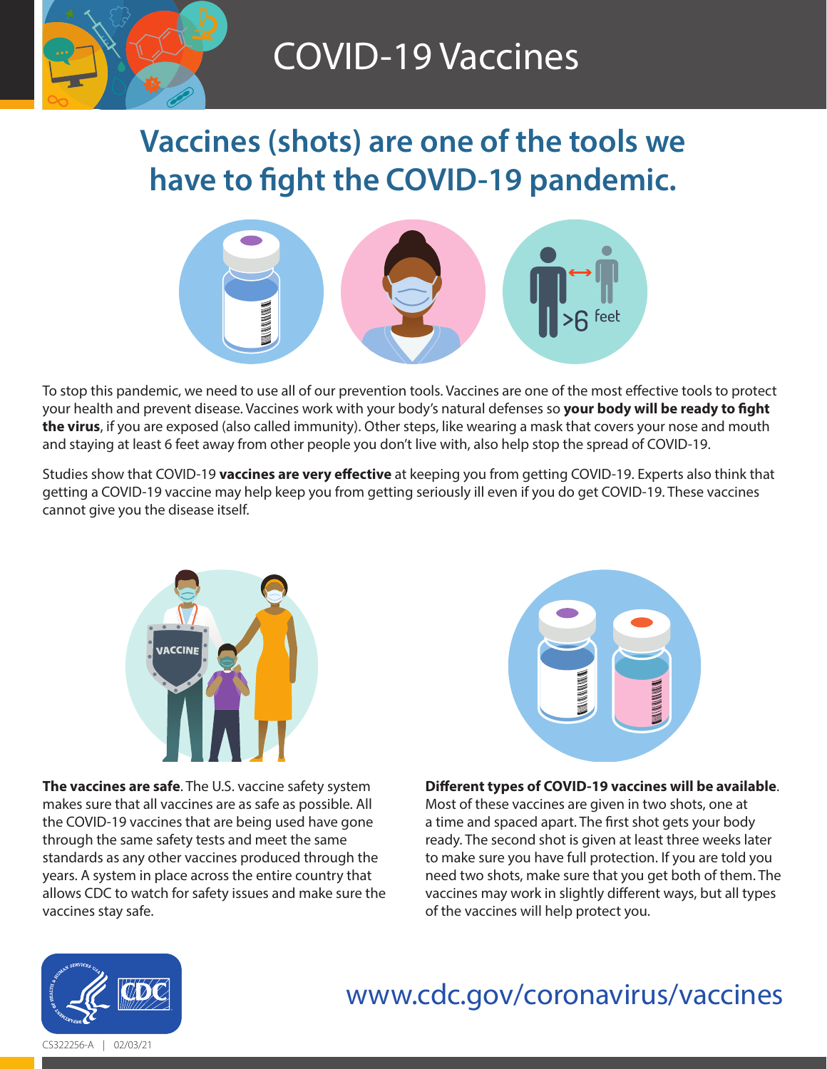# COVID-19 Vaccines

## Vaccines (shots) are one of the tools we have to fight the COVID-19 pandemic.

To stop this pandemic, we need to use all of our prevention tools. Vaccines are one of the most effective tools to protect your health and prevent disease. Vaccines work with your body's natural defenses so **your body will be ready to fight the virus**, if you are exposed (also called immunity). Other steps, like wearing a mask that covers your nose and mouth and staying at least 6 feet away from other people you don't live with, also help stop the spread of COVID-19.

Studies show that COVID-19 **vaccines are very effective** at keeping you from getting COVID-19. Experts also think that getting a COVID-19 vaccine may help keep you from getting seriously ill even if you do get COVID-19. These vaccines cannot give you the disease itself.

**The vaccines are safe**. The U.S. vaccine safety system makes sure that all vaccines are as safe as possible. All the COVID-19 vaccines that are being used have gone through the same safety tests and meet the same standards as any other vaccines produced through the years. A system in place across the entire country that allows CDC to watch for safety issues and make sure the vaccines stay safe.

**Different types of COVID-19 vaccines will be available**. Most of these vaccines are given in two shots, one at a time and spaced apart. The first shot gets your body ready. The second shot is given at least three weeks later to make sure you have full protection. If you are told you need two shots, make sure that you get both of them. The vaccines may work in slightly different ways, but all types of the vaccines will help protect you.

www.cdc.gov/coronavirus/vaccines

CS322256-A | 02/03/21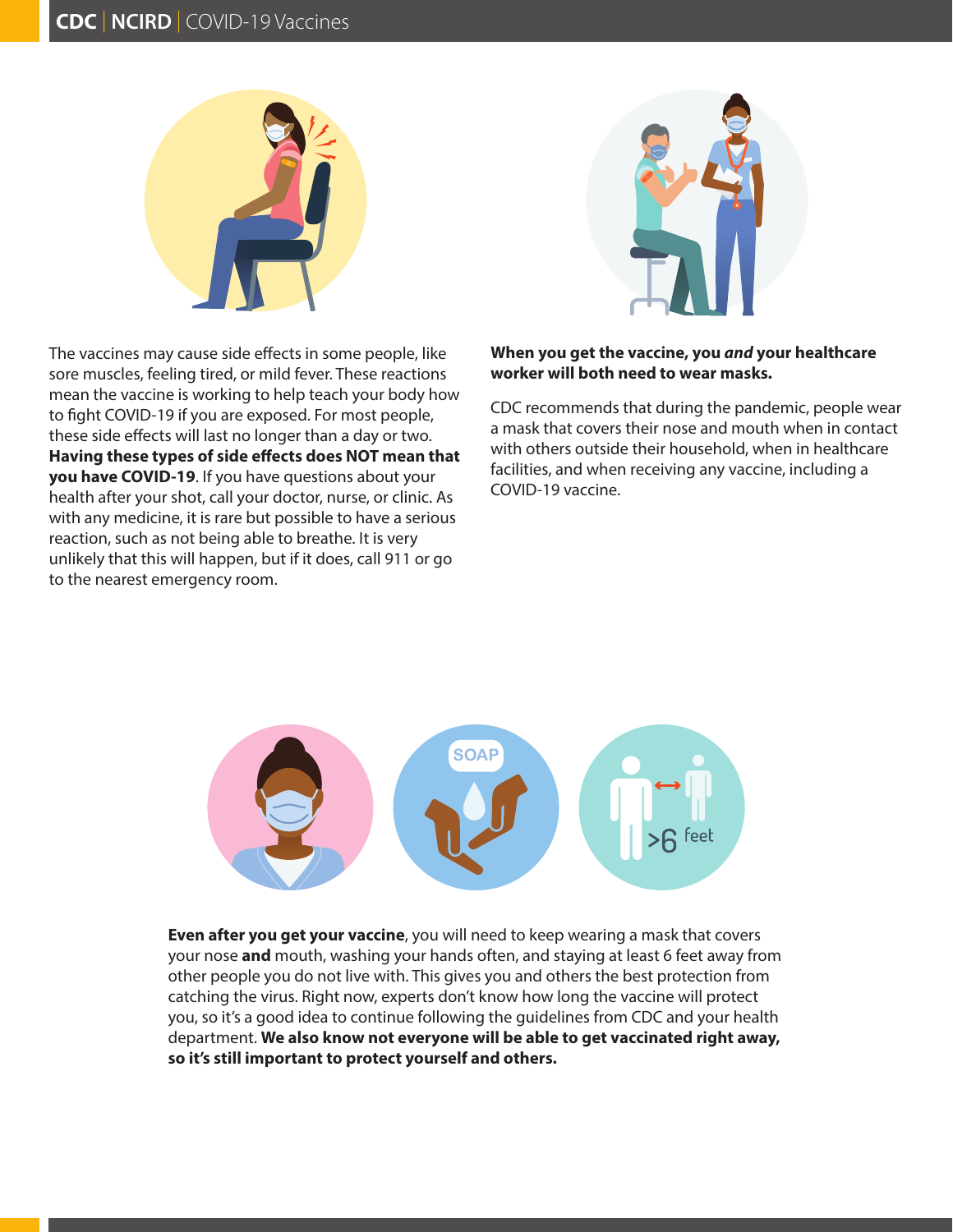The vaccines may cause side effects in some people, like sore muscles, feeling tired, or mild fever. These reactions mean the vaccine is working to help teach your body how to fight COVID-19 if you are exposed. For most people, these side effects will last no longer than a day or two. **Having these types of side effects does NOT mean that you have COVID-19**. If you have questions about your health after your shot, call your doctor, nurse, or clinic. As with any medicine, it is rare but possible to have a serious reaction, such as not being able to breathe. It is very unlikely that this will happen, but if it does, call 911 or go to the nearest emergency room.

**When you get the vaccine, you *and* your healthcare worker will both need to wear masks.**

CDC recommends that during the pandemic, people wear a mask that covers their nose and mouth when in contact with others outside their household, when in healthcare facilities, and when receiving any vaccine, including a COVID-19 vaccine.

**Even after you get your vaccine**, you will need to keep wearing a mask that covers your nose **and** mouth, washing your hands often, and staying at least 6 feet away from other people you do not live with. This gives you and others the best protection from catching the virus. Right now, experts don't know how long the vaccine will protect you, so it's a good idea to continue following the guidelines from CDC and your health department. **We also know not everyone will be able to get vaccinated right away, so it's still important to protect yourself and others.**